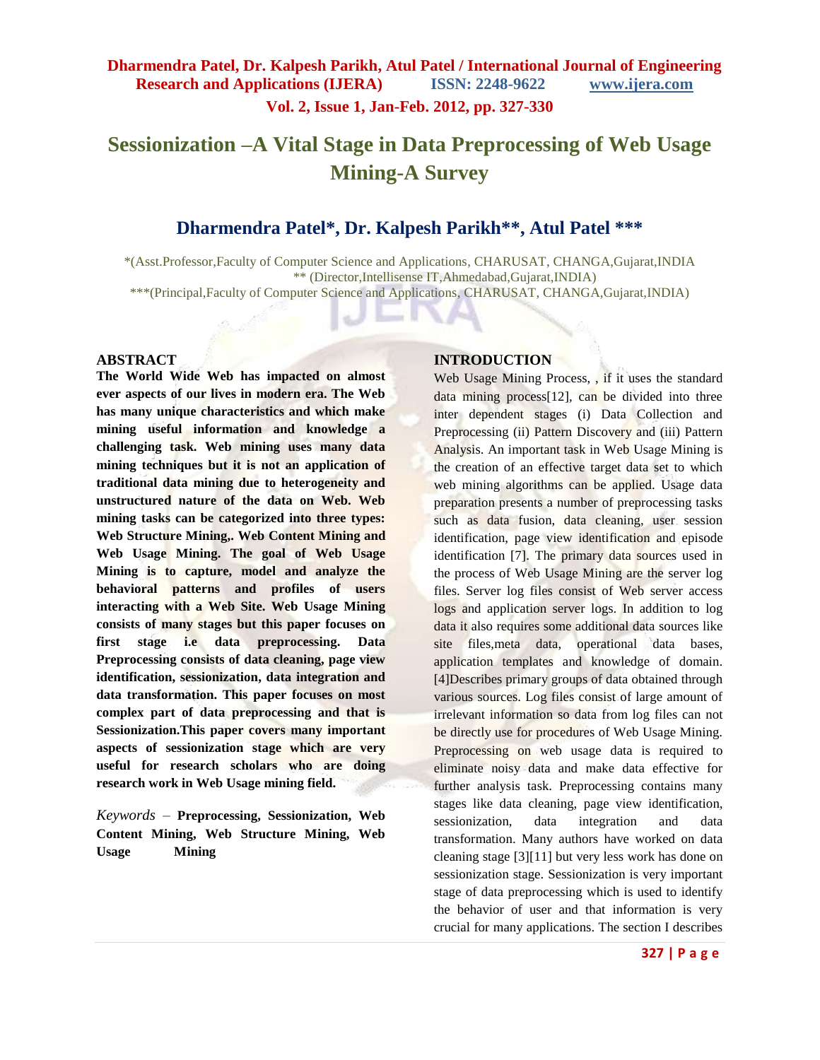# Sessionization –A Vital Stage in Data Preprocessing of Web Usage Mining-A Survey

## Dharmendra Patel*, Dr. Kalpesh Parikh**, Atul Patel ***

*(Asst.Professor,Faculty of Computer Science and Applications, CHARUSAT, CHANGA,Gujarat,INDIA
** (Director,Intellisense IT,Ahmedabad,Gujarat,INDIA)
***(Principal,Faculty of Computer Science and Applications, CHARUSAT, CHANGA,Gujarat,INDIA)

## ABSTRACT

**The World Wide Web has impacted on almost ever aspects of our lives in modern era. The Web has many unique characteristics and which make mining useful information and knowledge a challenging task. Web mining uses many data mining techniques but it is not an application of traditional data mining due to heterogeneity and unstructured nature of the data on Web. Web mining tasks can be categorized into three types: Web Structure Mining,. Web Content Mining and Web Usage Mining. The goal of Web Usage Mining is to capture, model and analyze the behavioral patterns and profiles of users interacting with a Web Site. Web Usage Mining consists of many stages but this paper focuses on first stage i.e data preprocessing. Data Preprocessing consists of data cleaning, page view identification, sessionization, data integration and data transformation. This paper focuses on most complex part of data preprocessing and that is Sessionization.This paper covers many important aspects of sessionization stage which are very useful for research scholars who are doing research work in Web Usage mining field.**

*Keywords* – **Preprocessing, Sessionization, Web Content Mining, Web Structure Mining, Web Usage Mining**

## INTRODUCTION

Web Usage Mining Process, , if it uses the standard data mining process[12], can be divided into three inter dependent stages (i) Data Collection and Preprocessing (ii) Pattern Discovery and (iii) Pattern Analysis. An important task in Web Usage Mining is the creation of an effective target data set to which web mining algorithms can be applied. Usage data preparation presents a number of preprocessing tasks such as data fusion, data cleaning, user session identification, page view identification and episode identification [7]. The primary data sources used in the process of Web Usage Mining are the server log files. Server log files consist of Web server access logs and application server logs. In addition to log data it also requires some additional data sources like site files,meta data, operational data bases, application templates and knowledge of domain. [4]Describes primary groups of data obtained through various sources. Log files consist of large amount of irrelevant information so data from log files can not be directly use for procedures of Web Usage Mining. Preprocessing on web usage data is required to eliminate noisy data and make data effective for further analysis task. Preprocessing contains many stages like data cleaning, page view identification, sessionization, data integration and data transformation. Many authors have worked on data cleaning stage [3][11] but very less work has done on sessionization stage. Sessionization is very important stage of data preprocessing which is used to identify the behavior of user and that information is very crucial for many applications. The section I describes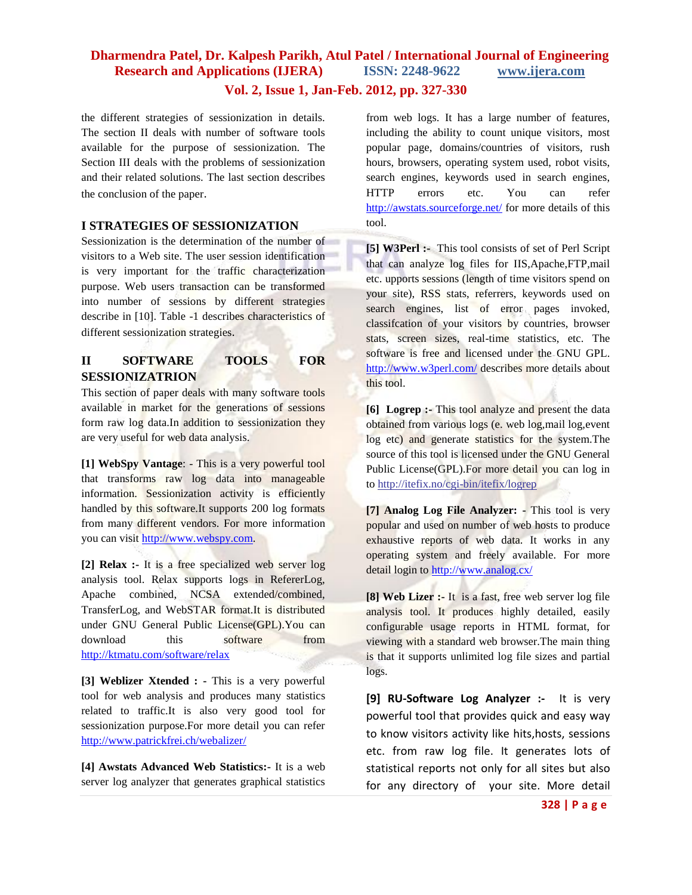the different strategies of sessionization in details. The section II deals with number of software tools available for the purpose of sessionization. The Section III deals with the problems of sessionization and their related solutions. The last section describes the conclusion of the paper.

## I STRATEGIES OF SESSIONIZATION

Sessionization is the determination of the number of visitors to a Web site. The user session identification is very important for the traffic characterization purpose. Web users transaction can be transformed into number of sessions by different strategies describe in [10]. Table -1 describes characteristics of different sessionization strategies.

## II SOFTWARE TOOLS FOR SESSIONIZATRION

This section of paper deals with many software tools available in market for the generations of sessions form raw log data.In addition to sessionization they are very useful for web data analysis.

**[1] WebSpy Vantage**: - This is a very powerful tool that transforms raw log data into manageable information. Sessionization activity is efficiently handled by this software.It supports 200 log formats from many different vendors. For more information you can visit http://www.webspy.com.

**[2] Relax :-** It is a free specialized web server log analysis tool. Relax supports logs in RefererLog, Apache combined, NCSA extended/combined, TransferLog, and WebSTAR format.It is distributed under GNU General Public License(GPL).You can download this software from http://ktmatu.com/software/relax

**[3] Weblizer Xtended : -** This is a very powerful tool for web analysis and produces many statistics related to traffic.It is also very good tool for sessionization purpose.For more detail you can refer http://www.patrickfrei.ch/webalizer/

**[4] Awstats Advanced Web Statistics:-** It is a web server log analyzer that generates graphical statistics from web logs. It has a large number of features, including the ability to count unique visitors, most popular page, domains/countries of visitors, rush hours, browsers, operating system used, robot visits, search engines, keywords used in search engines, HTTP errors etc. You can refer http://awstats.sourceforge.net/ for more details of this tool.

**[5] W3Perl :-** This tool consists of set of Perl Script that can analyze log files for IIS,Apache,FTP,mail etc. upports sessions (length of time visitors spend on your site), RSS stats, referrers, keywords used on search engines, list of error pages invoked, classifcation of your visitors by countries, browser stats, screen sizes, real-time statistics, etc. The software is free and licensed under the GNU GPL. http://www.w3perl.com/ describes more details about this tool.

**[6] Logrep :-** This tool analyze and present the data obtained from various logs (e. web log,mail log,event log etc) and generate statistics for the system.The source of this tool is licensed under the GNU General Public License(GPL).For more detail you can log in to http://itefix.no/cgi-bin/itefix/logrep

**[7] Analog Log File Analyzer:** - This tool is very popular and used on number of web hosts to produce exhaustive reports of web data. It works in any operating system and freely available. For more detail login to http://www.analog.cx/

**[8] Web Lizer :-** It is a fast, free web server log file analysis tool. It produces highly detailed, easily configurable usage reports in HTML format, for viewing with a standard web browser.The main thing is that it supports unlimited log file sizes and partial logs.

**[9] RU-Software Log Analyzer :-** It is very powerful tool that provides quick and easy way to know visitors activity like hits,hosts, sessions etc. from raw log file. It generates lots of statistical reports not only for all sites but also for any directory of your site. More detail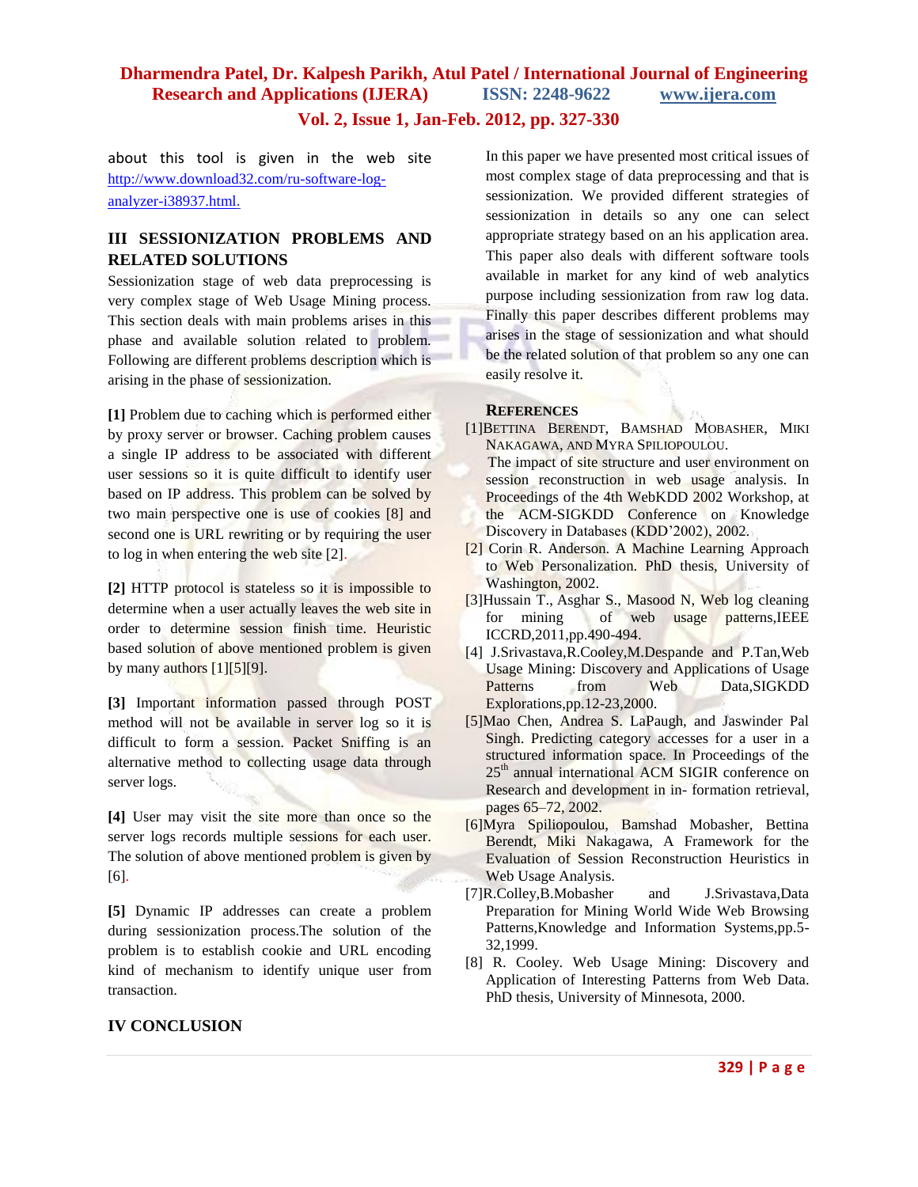about this tool is given in the web site http://www.download32.com/ru-software-log-analyzer-i38937.html.

## III SESSIONIZATION PROBLEMS AND RELATED SOLUTIONS

Sessionization stage of web data preprocessing is very complex stage of Web Usage Mining process. This section deals with main problems arises in this phase and available solution related to problem. Following are different problems description which is arising in the phase of sessionization.

**[1]** Problem due to caching which is performed either by proxy server or browser. Caching problem causes a single IP address to be associated with different user sessions so it is quite difficult to identify user based on IP address. This problem can be solved by two main perspective one is use of cookies [8] and second one is URL rewriting or by requiring the user to log in when entering the web site [2].

**[2]** HTTP protocol is stateless so it is impossible to determine when a user actually leaves the web site in order to determine session finish time. Heuristic based solution of above mentioned problem is given by many authors [1][5][9].

**[3]** Important information passed through POST method will not be available in server log so it is difficult to form a session. Packet Sniffing is an alternative method to collecting usage data through server logs.

**[4]** User may visit the site more than once so the server logs records multiple sessions for each user. The solution of above mentioned problem is given by [6].

**[5]** Dynamic IP addresses can create a problem during sessionization process.The solution of the problem is to establish cookie and URL encoding kind of mechanism to identify unique user from transaction.

## IV CONCLUSION

In this paper we have presented most critical issues of most complex stage of data preprocessing and that is sessionization. We provided different strategies of sessionization in details so any one can select appropriate strategy based on an his application area. This paper also deals with different software tools available in market for any kind of web analytics purpose including sessionization from raw log data. Finally this paper describes different problems may arises in the stage of sessionization and what should be the related solution of that problem so any one can easily resolve it.

## REFERENCES

[1]Bettina Berendt, Bamshad Mobasher, Miki Nakagawa, and Myra Spiliopoulou. The impact of site structure and user environment on session reconstruction in web usage analysis. In Proceedings of the 4th WebKDD 2002 Workshop, at the ACM-SIGKDD Conference on Knowledge Discovery in Databases (KDD'2002), 2002.

[2] Corin R. Anderson. A Machine Learning Approach to Web Personalization. PhD thesis, University of Washington, 2002.

[3]Hussain T., Asghar S., Masood N, Web log cleaning for mining of web usage patterns,IEEE ICCRD,2011,pp.490-494.

[4] J.Srivastava,R.Cooley,M.Despande and P.Tan,Web Usage Mining: Discovery and Applications of Usage Patterns from Web Data,SIGKDD Explorations,pp.12-23,2000.

[5]Mao Chen, Andrea S. LaPaugh, and Jaswinder Pal Singh. Predicting category accesses for a user in a structured information space. In Proceedings of the 25th annual international ACM SIGIR conference on Research and development in in- formation retrieval, pages 65–72, 2002.

[6]Myra Spiliopoulou, Bamshad Mobasher, Bettina Berendt, Miki Nakagawa, A Framework for the Evaluation of Session Reconstruction Heuristics in Web Usage Analysis.

[7]R.Colley,B.Mobasher and J.Srivastava,Data Preparation for Mining World Wide Web Browsing Patterns,Knowledge and Information Systems,pp.5-32,1999.

[8] R. Cooley. Web Usage Mining: Discovery and Application of Interesting Patterns from Web Data. PhD thesis, University of Minnesota, 2000.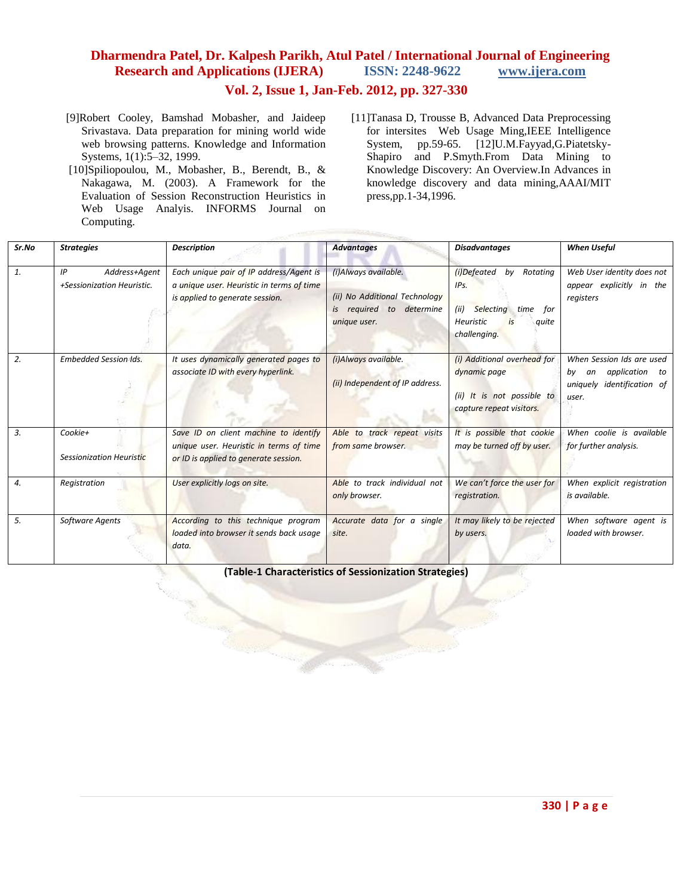[9]Robert Cooley, Bamshad Mobasher, and Jaideep Srivastava. Data preparation for mining world wide web browsing patterns. Knowledge and Information Systems, 1(1):5–32, 1999.

[10]Spiliopoulou, M., Mobasher, B., Berendt, B., & Nakagawa, M. (2003). A Framework for the Evaluation of Session Reconstruction Heuristics in Web Usage Analyis. INFORMS Journal on Computing.

[11]Tanasa D, Trousse B, Advanced Data Preprocessing for intersites Web Usage Ming,IEEE Intelligence System, pp.59-65.

[12]U.M.Fayyad,G.Piatetsky-Shapiro and P.Smyth.From Data Mining to Knowledge Discovery: An Overview.In Advances in knowledge discovery and data mining,AAAI/MIT press,pp.1-34,1996.

| Sr.No | Strategies | Description | Advantages | Disadvantages | When Useful |
|---|---|---|---|---|---|
| 1. | IP Address+Agent +Sessionization Heuristic. | Each unique pair of IP address/Agent is a unique user. Heuristic in terms of time is applied to generate session. | (i)Always available. (ii) No Additional Technology is required to determine unique user. | (i)Defeated by Rotating IPs. (ii) Selecting time for Heuristic is quite challenging. | Web User identity does not appear explicitly in the registers |
| 2. | Embedded Session Ids. | It uses dynamically generated pages to associate ID with every hyperlink. | (i)Always available. (ii) Independent of IP address. | (i) Additional overhead for dynamic page (ii) It is not possible to capture repeat visitors. | When Session Ids are used by an application to uniquely identification of user. |
| 3. | Cookie+ Sessionization Heuristic | Save ID on client machine to identify unique user. Heuristic in terms of time or ID is applied to generate session. | Able to track repeat visits from same browser. | It is possible that cookie may be turned off by user. | When coolie is available for further analysis. |
| 4. | Registration | User explicitly logs on site. | Able to track individual not only browser. | We can't force the user for registration. | When explicit registration is available. |
| 5. | Software Agents | According to this technique program loaded into browser it sends back usage data. | Accurate data for a single site. | It may likely to be rejected by users. | When software agent is loaded with browser. |

**(Table-1 Characteristics of Sessionization Strategies)**